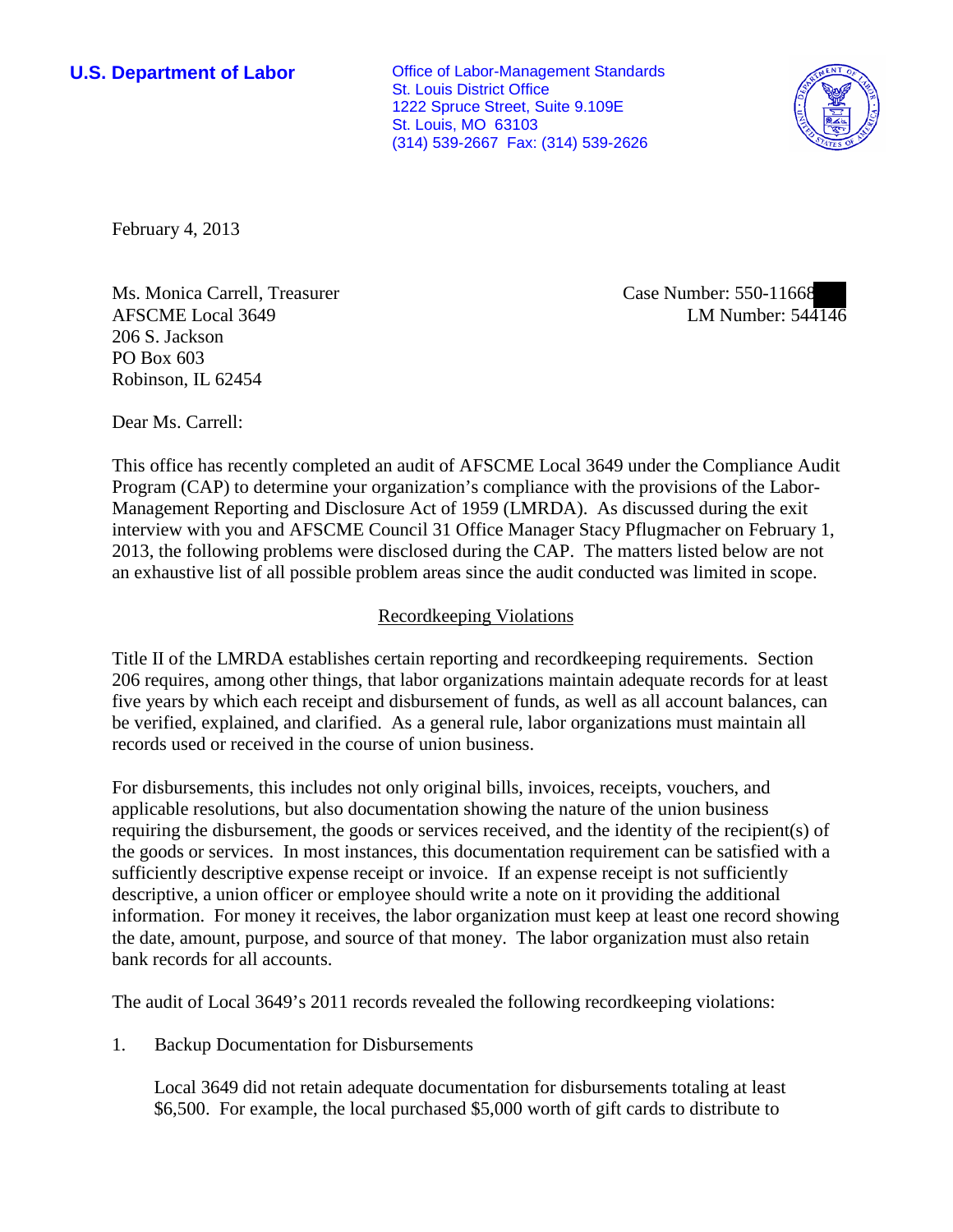**U.S. Department of Labor**

Office of Labor-Management Standards
St. Louis District Office
1222 Spruce Street, Suite 9.109E
St. Louis, MO 63103
(314) 539-2667 Fax: (314) 539-2626

February 4, 2013

Ms. Monica Carrell, Treasurer
AFSCME Local 3649
206 S. Jackson
PO Box 603
Robinson, IL 62454

Case Number: 550-11668
LM Number: 544146

Dear Ms. Carrell:

This office has recently completed an audit of AFSCME Local 3649 under the Compliance Audit Program (CAP) to determine your organization's compliance with the provisions of the Labor-Management Reporting and Disclosure Act of 1959 (LMRDA). As discussed during the exit interview with you and AFSCME Council 31 Office Manager Stacy Pflugmacher on February 1, 2013, the following problems were disclosed during the CAP. The matters listed below are not an exhaustive list of all possible problem areas since the audit conducted was limited in scope.

## Recordkeeping Violations

Title II of the LMRDA establishes certain reporting and recordkeeping requirements. Section 206 requires, among other things, that labor organizations maintain adequate records for at least five years by which each receipt and disbursement of funds, as well as all account balances, can be verified, explained, and clarified. As a general rule, labor organizations must maintain all records used or received in the course of union business.

For disbursements, this includes not only original bills, invoices, receipts, vouchers, and applicable resolutions, but also documentation showing the nature of the union business requiring the disbursement, the goods or services received, and the identity of the recipient(s) of the goods or services. In most instances, this documentation requirement can be satisfied with a sufficiently descriptive expense receipt or invoice. If an expense receipt is not sufficiently descriptive, a union officer or employee should write a note on it providing the additional information. For money it receives, the labor organization must keep at least one record showing the date, amount, purpose, and source of that money. The labor organization must also retain bank records for all accounts.

The audit of Local 3649's 2011 records revealed the following recordkeeping violations:

1. Backup Documentation for Disbursements

   Local 3649 did not retain adequate documentation for disbursements totaling at least $6,500. For example, the local purchased $5,000 worth of gift cards to distribute to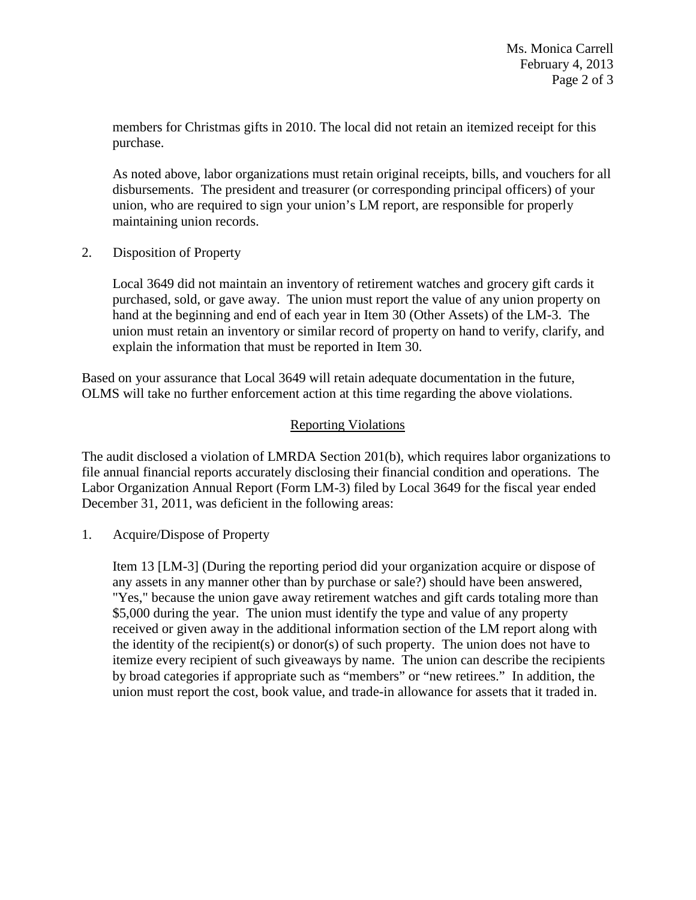members for Christmas gifts in 2010. The local did not retain an itemized receipt for this purchase.

As noted above, labor organizations must retain original receipts, bills, and vouchers for all disbursements. The president and treasurer (or corresponding principal officers) of your union, who are required to sign your union's LM report, are responsible for properly maintaining union records.

2. Disposition of Property

   Local 3649 did not maintain an inventory of retirement watches and grocery gift cards it purchased, sold, or gave away. The union must report the value of any union property on hand at the beginning and end of each year in Item 30 (Other Assets) of the LM-3. The union must retain an inventory or similar record of property on hand to verify, clarify, and explain the information that must be reported in Item 30.

Based on your assurance that Local 3649 will retain adequate documentation in the future, OLMS will take no further enforcement action at this time regarding the above violations.

## Reporting Violations

The audit disclosed a violation of LMRDA Section 201(b), which requires labor organizations to file annual financial reports accurately disclosing their financial condition and operations. The Labor Organization Annual Report (Form LM-3) filed by Local 3649 for the fiscal year ended December 31, 2011, was deficient in the following areas:

1. Acquire/Dispose of Property

   Item 13 [LM-3] (During the reporting period did your organization acquire or dispose of any assets in any manner other than by purchase or sale?) should have been answered, "Yes," because the union gave away retirement watches and gift cards totaling more than $5,000 during the year. The union must identify the type and value of any property received or given away in the additional information section of the LM report along with the identity of the recipient(s) or donor(s) of such property. The union does not have to itemize every recipient of such giveaways by name. The union can describe the recipients by broad categories if appropriate such as "members" or "new retirees." In addition, the union must report the cost, book value, and trade-in allowance for assets that it traded in.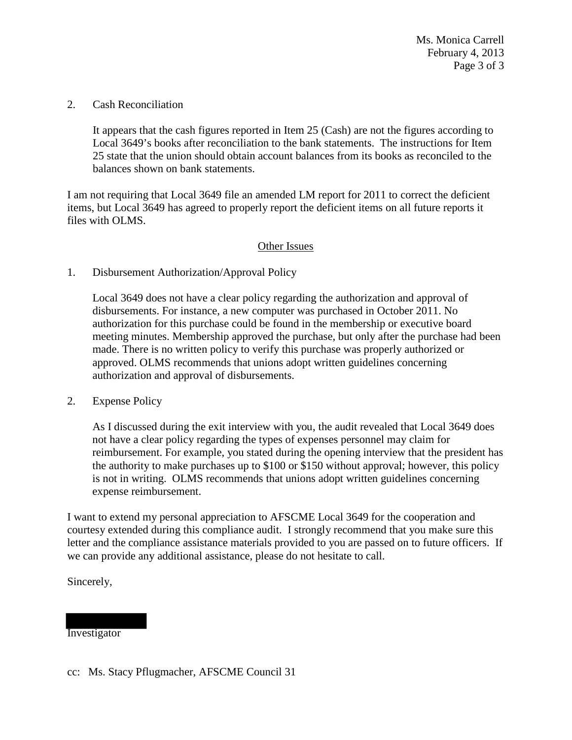2. Cash Reconciliation

   It appears that the cash figures reported in Item 25 (Cash) are not the figures according to Local 3649's books after reconciliation to the bank statements. The instructions for Item 25 state that the union should obtain account balances from its books as reconciled to the balances shown on bank statements.

I am not requiring that Local 3649 file an amended LM report for 2011 to correct the deficient items, but Local 3649 has agreed to properly report the deficient items on all future reports it files with OLMS.

## Other Issues

1. Disbursement Authorization/Approval Policy

   Local 3649 does not have a clear policy regarding the authorization and approval of disbursements. For instance, a new computer was purchased in October 2011. No authorization for this purchase could be found in the membership or executive board meeting minutes. Membership approved the purchase, but only after the purchase had been made. There is no written policy to verify this purchase was properly authorized or approved. OLMS recommends that unions adopt written guidelines concerning authorization and approval of disbursements.

2. Expense Policy

   As I discussed during the exit interview with you, the audit revealed that Local 3649 does not have a clear policy regarding the types of expenses personnel may claim for reimbursement. For example, you stated during the opening interview that the president has the authority to make purchases up to $100 or $150 without approval; however, this policy is not in writing. OLMS recommends that unions adopt written guidelines concerning expense reimbursement.

I want to extend my personal appreciation to AFSCME Local 3649 for the cooperation and courtesy extended during this compliance audit. I strongly recommend that you make sure this letter and the compliance assistance materials provided to you are passed on to future officers. If we can provide any additional assistance, please do not hesitate to call.

Sincerely,

Investigator

cc: Ms. Stacy Pflugmacher, AFSCME Council 31